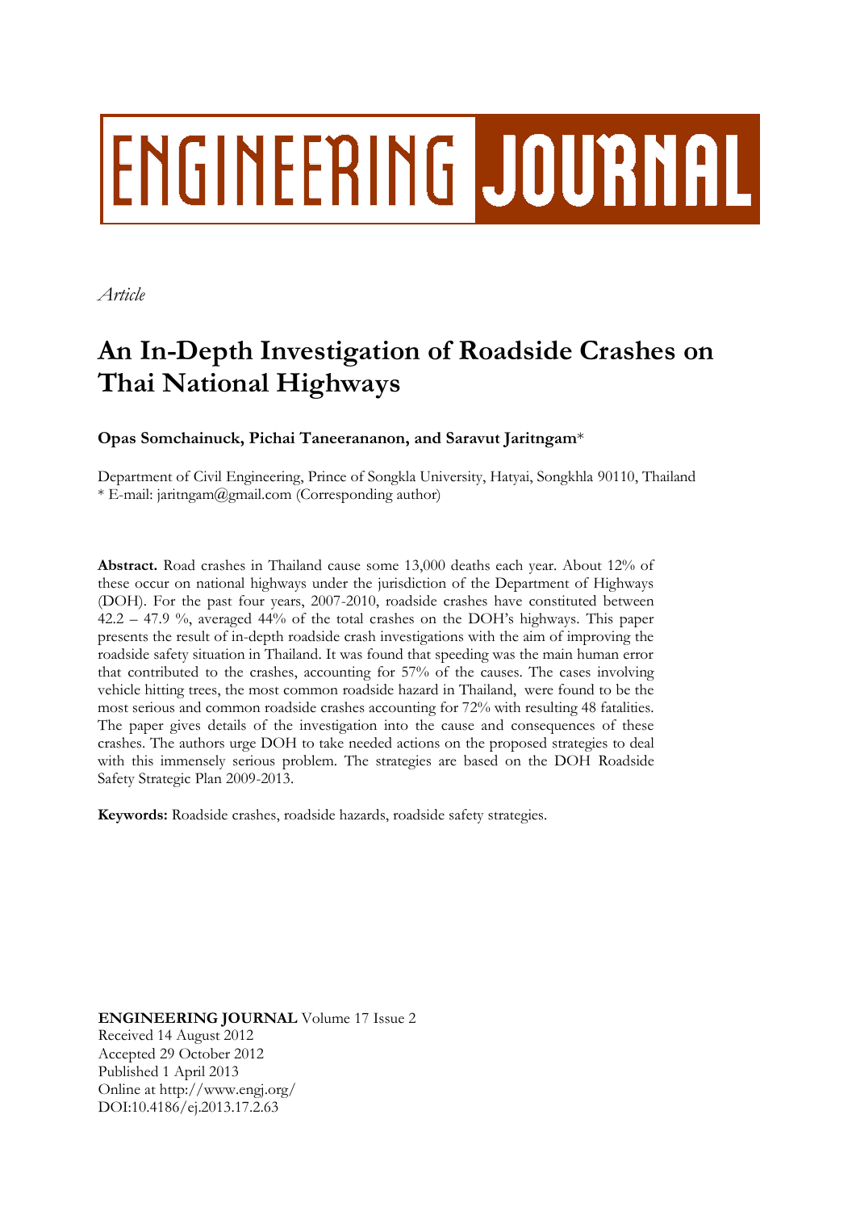# ENGINEERING JOURNAL

*Article*

# An In-Depth Investigation of Roadside Crashes on Thai National Highways

**Opas Somchainuck, Pichai Taneerananon, and Saravut Jaritngam***

Department of Civil Engineering, Prince of Songkla University, Hatyai, Songkhla 90110, Thailand
* E-mail: jaritngam@gmail.com (Corresponding author)

**Abstract.** Road crashes in Thailand cause some 13,000 deaths each year. About 12% of these occur on national highways under the jurisdiction of the Department of Highways (DOH). For the past four years, 2007-2010, roadside crashes have constituted between 42.2 – 47.9 %, averaged 44% of the total crashes on the DOH's highways. This paper presents the result of in-depth roadside crash investigations with the aim of improving the roadside safety situation in Thailand. It was found that speeding was the main human error that contributed to the crashes, accounting for 57% of the causes. The cases involving vehicle hitting trees, the most common roadside hazard in Thailand, were found to be the most serious and common roadside crashes accounting for 72% with resulting 48 fatalities. The paper gives details of the investigation into the cause and consequences of these crashes. The authors urge DOH to take needed actions on the proposed strategies to deal with this immensely serious problem. The strategies are based on the DOH Roadside Safety Strategic Plan 2009-2013.

**Keywords:** Roadside crashes, roadside hazards, roadside safety strategies.

**ENGINEERING JOURNAL** Volume 17 Issue 2
Received 14 August 2012
Accepted 29 October 2012
Published 1 April 2013
Online at http://www.engj.org/
DOI:10.4186/ej.2013.17.2.63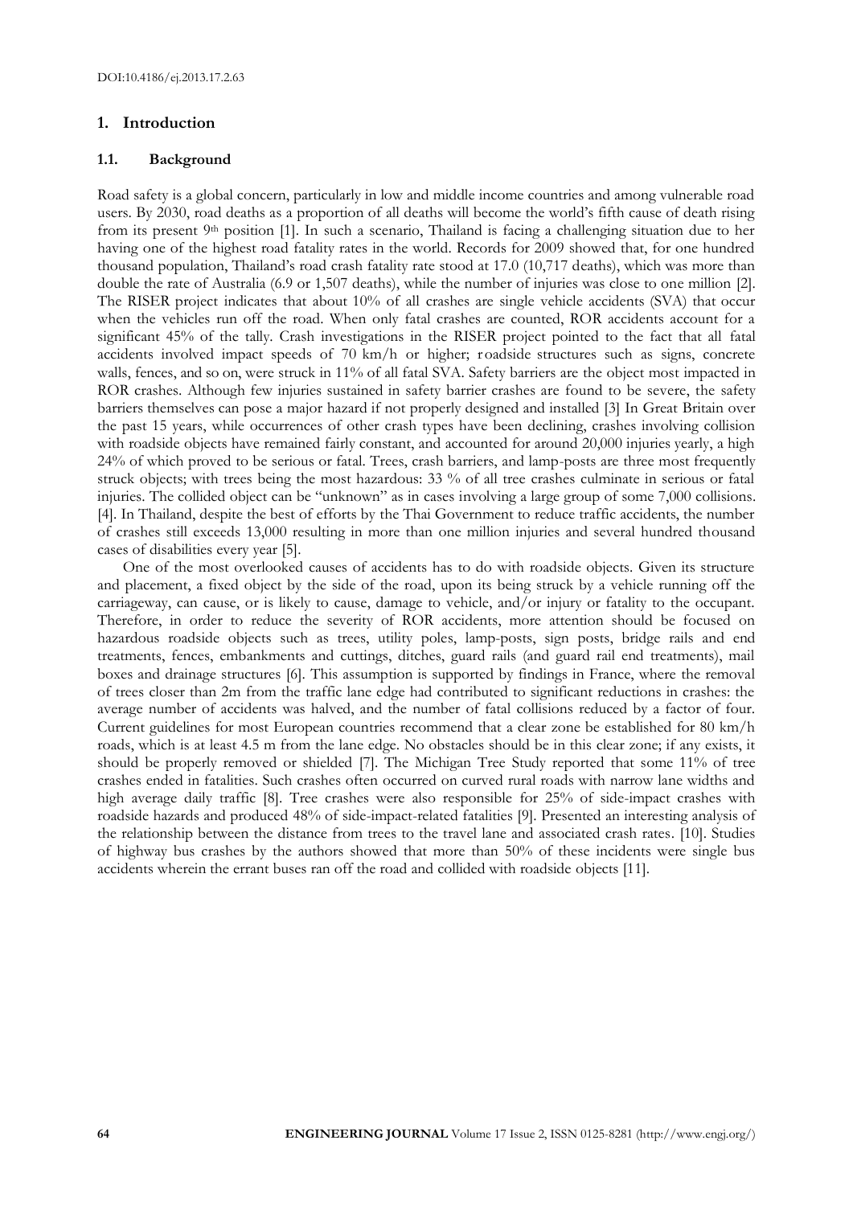## 1. Introduction

### 1.1. Background

Road safety is a global concern, particularly in low and middle income countries and among vulnerable road users. By 2030, road deaths as a proportion of all deaths will become the world's fifth cause of death rising from its present 9th position [1]. In such a scenario, Thailand is facing a challenging situation due to her having one of the highest road fatality rates in the world. Records for 2009 showed that, for one hundred thousand population, Thailand's road crash fatality rate stood at 17.0 (10,717 deaths), which was more than double the rate of Australia (6.9 or 1,507 deaths), while the number of injuries was close to one million [2]. The RISER project indicates that about 10% of all crashes are single vehicle accidents (SVA) that occur when the vehicles run off the road. When only fatal crashes are counted, ROR accidents account for a significant 45% of the tally. Crash investigations in the RISER project pointed to the fact that all fatal accidents involved impact speeds of 70 km/h or higher; roadside structures such as signs, concrete walls, fences, and so on, were struck in 11% of all fatal SVA. Safety barriers are the object most impacted in ROR crashes. Although few injuries sustained in safety barrier crashes are found to be severe, the safety barriers themselves can pose a major hazard if not properly designed and installed [3] In Great Britain over the past 15 years, while occurrences of other crash types have been declining, crashes involving collision with roadside objects have remained fairly constant, and accounted for around 20,000 injuries yearly, a high 24% of which proved to be serious or fatal. Trees, crash barriers, and lamp-posts are three most frequently struck objects; with trees being the most hazardous: 33 % of all tree crashes culminate in serious or fatal injuries. The collided object can be "unknown" as in cases involving a large group of some 7,000 collisions. [4]. In Thailand, despite the best of efforts by the Thai Government to reduce traffic accidents, the number of crashes still exceeds 13,000 resulting in more than one million injuries and several hundred thousand cases of disabilities every year [5].

One of the most overlooked causes of accidents has to do with roadside objects. Given its structure and placement, a fixed object by the side of the road, upon its being struck by a vehicle running off the carriageway, can cause, or is likely to cause, damage to vehicle, and/or injury or fatality to the occupant. Therefore, in order to reduce the severity of ROR accidents, more attention should be focused on hazardous roadside objects such as trees, utility poles, lamp-posts, sign posts, bridge rails and end treatments, fences, embankments and cuttings, ditches, guard rails (and guard rail end treatments), mail boxes and drainage structures [6]. This assumption is supported by findings in France, where the removal of trees closer than 2m from the traffic lane edge had contributed to significant reductions in crashes: the average number of accidents was halved, and the number of fatal collisions reduced by a factor of four. Current guidelines for most European countries recommend that a clear zone be established for 80 km/h roads, which is at least 4.5 m from the lane edge. No obstacles should be in this clear zone; if any exists, it should be properly removed or shielded [7]. The Michigan Tree Study reported that some 11% of tree crashes ended in fatalities. Such crashes often occurred on curved rural roads with narrow lane widths and high average daily traffic [8]. Tree crashes were also responsible for 25% of side-impact crashes with roadside hazards and produced 48% of side-impact-related fatalities [9]. Presented an interesting analysis of the relationship between the distance from trees to the travel lane and associated crash rates. [10]. Studies of highway bus crashes by the authors showed that more than 50% of these incidents were single bus accidents wherein the errant buses ran off the road and collided with roadside objects [11].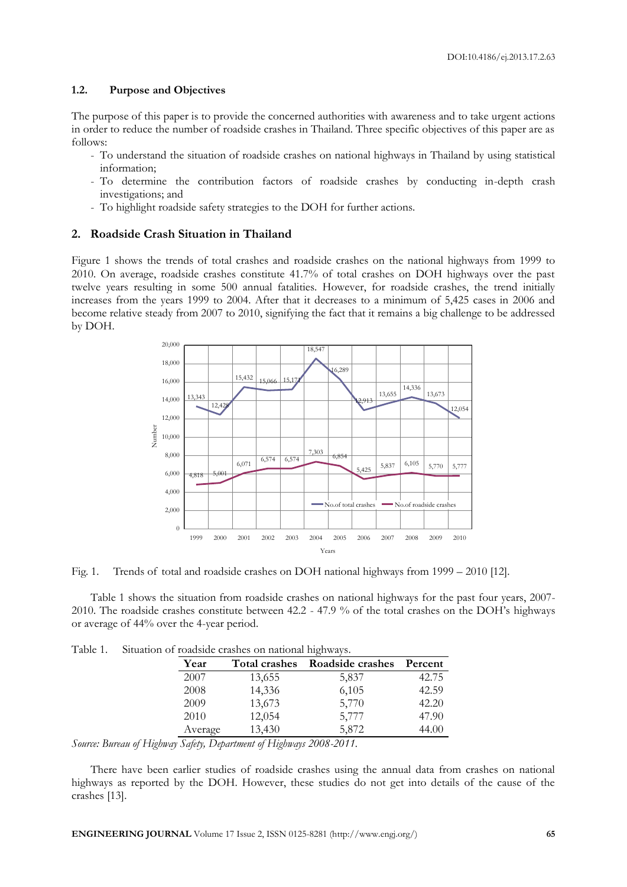### 1.2. Purpose and Objectives

The purpose of this paper is to provide the concerned authorities with awareness and to take urgent actions in order to reduce the number of roadside crashes in Thailand. Three specific objectives of this paper are as follows:

- To understand the situation of roadside crashes on national highways in Thailand by using statistical information;
- To determine the contribution factors of roadside crashes by conducting in-depth crash investigations; and
- To highlight roadside safety strategies to the DOH for further actions.

## 2. Roadside Crash Situation in Thailand

Figure 1 shows the trends of total crashes and roadside crashes on the national highways from 1999 to 2010. On average, roadside crashes constitute 41.7% of total crashes on DOH highways over the past twelve years resulting in some 500 annual fatalities. However, for roadside crashes, the trend initially increases from the years 1999 to 2004. After that it decreases to a minimum of 5,425 cases in 2006 and become relative steady from 2007 to 2010, signifying the fact that it remains a big challenge to be addressed by DOH.

Fig. 1. Trends of total and roadside crashes on DOH national highways from 1999 – 2010 [12].

Table 1 shows the situation from roadside crashes on national highways for the past four years, 2007-2010. The roadside crashes constitute between 42.2 - 47.9 % of the total crashes on the DOH's highways or average of 44% over the 4-year period.

Table 1. Situation of roadside crashes on national highways.

| Year | Total crashes | Roadside crashes | Percent |
|---|---|---|---|
| 2007 | 13,655 | 5,837 | 42.75 |
| 2008 | 14,336 | 6,105 | 42.59 |
| 2009 | 13,673 | 5,770 | 42.20 |
| 2010 | 12,054 | 5,777 | 47.90 |
| Average | 13,430 | 5,872 | 44.00 |

*Source: Bureau of Highway Safety, Department of Highways 2008-2011.*

There have been earlier studies of roadside crashes using the annual data from crashes on national highways as reported by the DOH. However, these studies do not get into details of the cause of the crashes [13].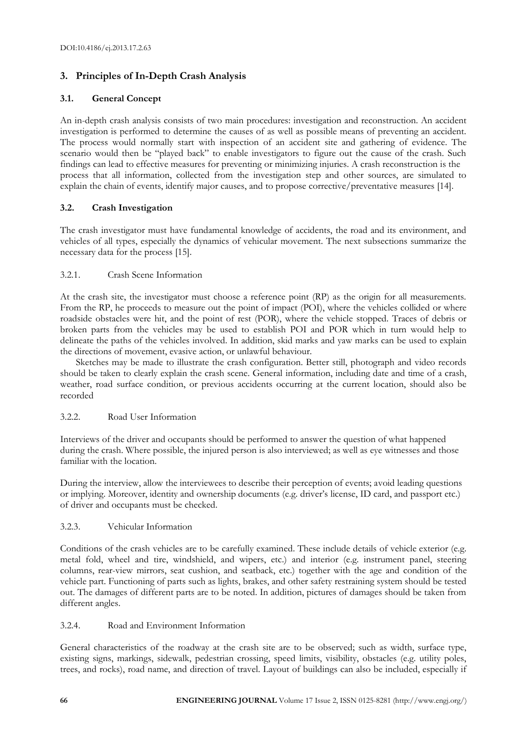## 3. Principles of In-Depth Crash Analysis

### 3.1. General Concept

An in-depth crash analysis consists of two main procedures: investigation and reconstruction. An accident investigation is performed to determine the causes of as well as possible means of preventing an accident. The process would normally start with inspection of an accident site and gathering of evidence. The scenario would then be "played back" to enable investigators to figure out the cause of the crash. Such findings can lead to effective measures for preventing or minimizing injuries. A crash reconstruction is the process that all information, collected from the investigation step and other sources, are simulated to explain the chain of events, identify major causes, and to propose corrective/preventative measures [14].

### 3.2. Crash Investigation

The crash investigator must have fundamental knowledge of accidents, the road and its environment, and vehicles of all types, especially the dynamics of vehicular movement. The next subsections summarize the necessary data for the process [15].

#### 3.2.1. Crash Scene Information

At the crash site, the investigator must choose a reference point (RP) as the origin for all measurements. From the RP, he proceeds to measure out the point of impact (POI), where the vehicles collided or where roadside obstacles were hit, and the point of rest (POR), where the vehicle stopped. Traces of debris or broken parts from the vehicles may be used to establish POI and POR which in turn would help to delineate the paths of the vehicles involved. In addition, skid marks and yaw marks can be used to explain the directions of movement, evasive action, or unlawful behaviour.

Sketches may be made to illustrate the crash configuration. Better still, photograph and video records should be taken to clearly explain the crash scene. General information, including date and time of a crash, weather, road surface condition, or previous accidents occurring at the current location, should also be recorded

#### 3.2.2. Road User Information

Interviews of the driver and occupants should be performed to answer the question of what happened during the crash. Where possible, the injured person is also interviewed; as well as eye witnesses and those familiar with the location.

During the interview, allow the interviewees to describe their perception of events; avoid leading questions or implying. Moreover, identity and ownership documents (e.g. driver's license, ID card, and passport etc.) of driver and occupants must be checked.

#### 3.2.3. Vehicular Information

Conditions of the crash vehicles are to be carefully examined. These include details of vehicle exterior (e.g. metal fold, wheel and tire, windshield, and wipers, etc.) and interior (e.g. instrument panel, steering columns, rear-view mirrors, seat cushion, and seatback, etc.) together with the age and condition of the vehicle part. Functioning of parts such as lights, brakes, and other safety restraining system should be tested out. The damages of different parts are to be noted. In addition, pictures of damages should be taken from different angles.

#### 3.2.4. Road and Environment Information

General characteristics of the roadway at the crash site are to be observed; such as width, surface type, existing signs, markings, sidewalk, pedestrian crossing, speed limits, visibility, obstacles (e.g. utility poles, trees, and rocks), road name, and direction of travel. Layout of buildings can also be included, especially if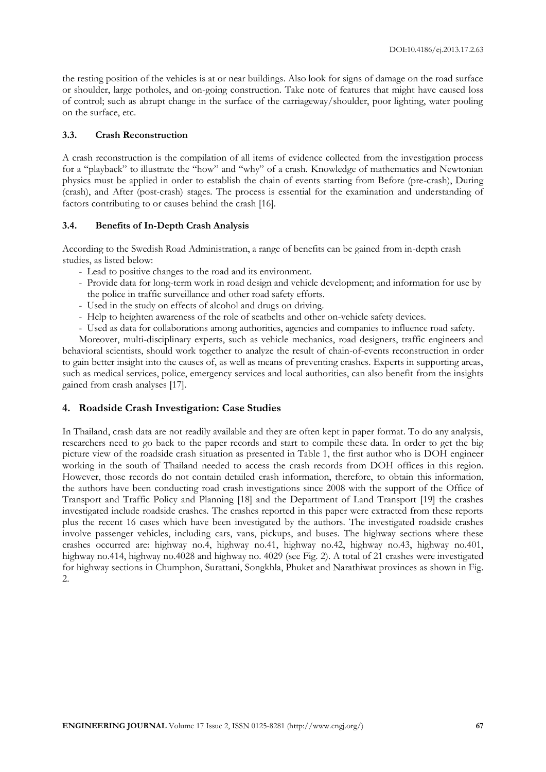the resting position of the vehicles is at or near buildings. Also look for signs of damage on the road surface or shoulder, large potholes, and on-going construction. Take note of features that might have caused loss of control; such as abrupt change in the surface of the carriageway/shoulder, poor lighting, water pooling on the surface, etc.

### 3.3. Crash Reconstruction

A crash reconstruction is the compilation of all items of evidence collected from the investigation process for a "playback" to illustrate the "how" and "why" of a crash. Knowledge of mathematics and Newtonian physics must be applied in order to establish the chain of events starting from Before (pre-crash), During (crash), and After (post-crash) stages. The process is essential for the examination and understanding of factors contributing to or causes behind the crash [16].

### 3.4. Benefits of In-Depth Crash Analysis

According to the Swedish Road Administration, a range of benefits can be gained from in-depth crash studies, as listed below:

- Lead to positive changes to the road and its environment.
- Provide data for long-term work in road design and vehicle development; and information for use by the police in traffic surveillance and other road safety efforts.
- Used in the study on effects of alcohol and drugs on driving.
- Help to heighten awareness of the role of seatbelts and other on-vehicle safety devices.
- Used as data for collaborations among authorities, agencies and companies to influence road safety.

Moreover, multi-disciplinary experts, such as vehicle mechanics, road designers, traffic engineers and behavioral scientists, should work together to analyze the result of chain-of-events reconstruction in order to gain better insight into the causes of, as well as means of preventing crashes. Experts in supporting areas, such as medical services, police, emergency services and local authorities, can also benefit from the insights gained from crash analyses [17].

## 4. Roadside Crash Investigation: Case Studies

In Thailand, crash data are not readily available and they are often kept in paper format. To do any analysis, researchers need to go back to the paper records and start to compile these data. In order to get the big picture view of the roadside crash situation as presented in Table 1, the first author who is DOH engineer working in the south of Thailand needed to access the crash records from DOH offices in this region. However, those records do not contain detailed crash information, therefore, to obtain this information, the authors have been conducting road crash investigations since 2008 with the support of the Office of Transport and Traffic Policy and Planning [18] and the Department of Land Transport [19] the crashes investigated include roadside crashes. The crashes reported in this paper were extracted from these reports plus the recent 16 cases which have been investigated by the authors. The investigated roadside crashes involve passenger vehicles, including cars, vans, pickups, and buses. The highway sections where these crashes occurred are: highway no.4, highway no.41, highway no.42, highway no.43, highway no.401, highway no.414, highway no.4028 and highway no. 4029 (see Fig. 2). A total of 21 crashes were investigated for highway sections in Chumphon, Surattani, Songkhla, Phuket and Narathiwat provinces as shown in Fig. 2.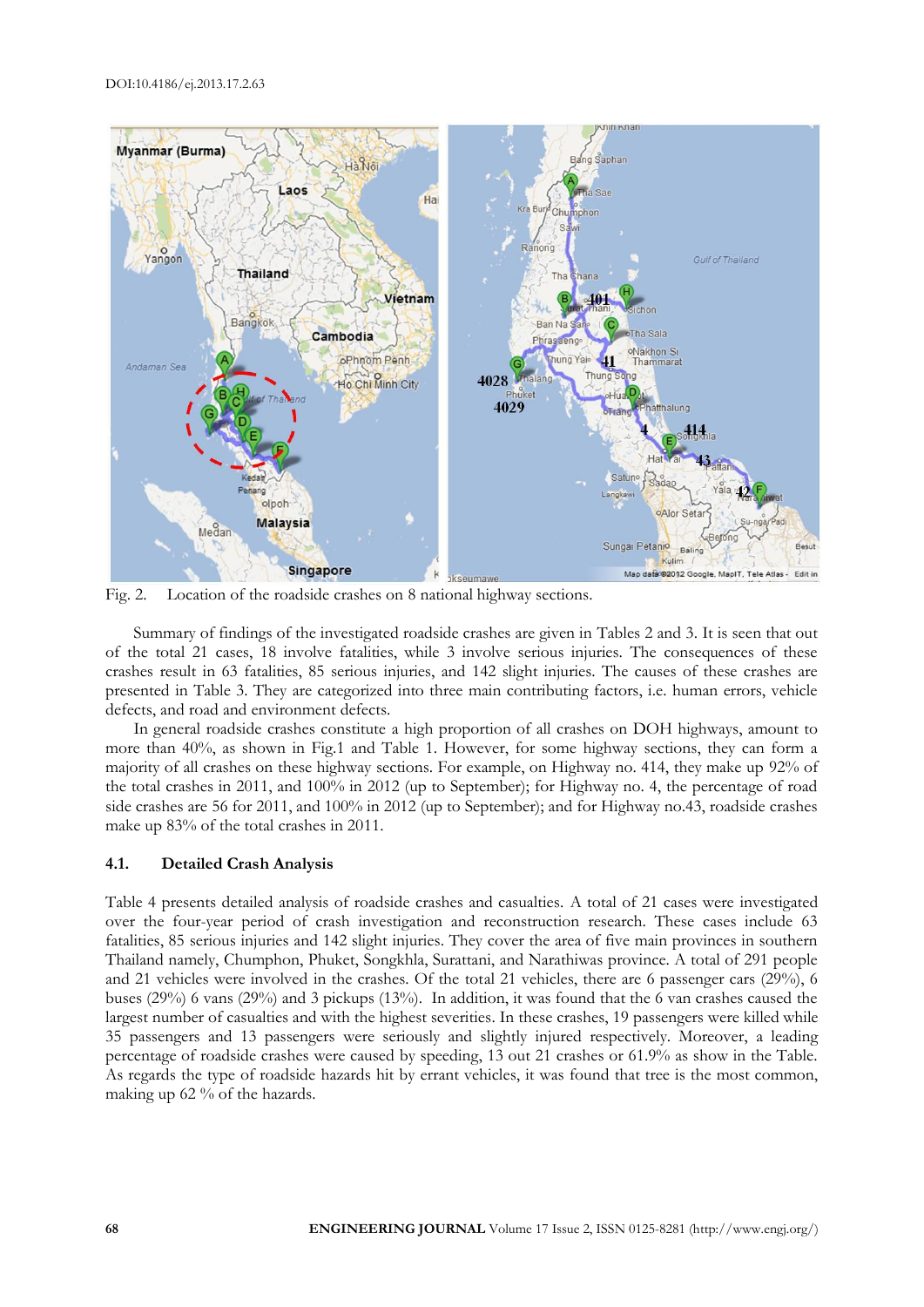Fig. 2. Location of the roadside crashes on 8 national highway sections.

Summary of findings of the investigated roadside crashes are given in Tables 2 and 3. It is seen that out of the total 21 cases, 18 involve fatalities, while 3 involve serious injuries. The consequences of these crashes result in 63 fatalities, 85 serious injuries, and 142 slight injuries. The causes of these crashes are presented in Table 3. They are categorized into three main contributing factors, i.e. human errors, vehicle defects, and road and environment defects.

In general roadside crashes constitute a high proportion of all crashes on DOH highways, amount to more than 40%, as shown in Fig.1 and Table 1. However, for some highway sections, they can form a majority of all crashes on these highway sections. For example, on Highway no. 414, they make up 92% of the total crashes in 2011, and 100% in 2012 (up to September); for Highway no. 4, the percentage of road side crashes are 56 for 2011, and 100% in 2012 (up to September); and for Highway no.43, roadside crashes make up 83% of the total crashes in 2011.

### 4.1. Detailed Crash Analysis

Table 4 presents detailed analysis of roadside crashes and casualties. A total of 21 cases were investigated over the four-year period of crash investigation and reconstruction research. These cases include 63 fatalities, 85 serious injuries and 142 slight injuries. They cover the area of five main provinces in southern Thailand namely, Chumphon, Phuket, Songkhla, Surattani, and Narathiwas province. A total of 291 people and 21 vehicles were involved in the crashes. Of the total 21 vehicles, there are 6 passenger cars (29%), 6 buses (29%) 6 vans (29%) and 3 pickups (13%). In addition, it was found that the 6 van crashes caused the largest number of casualties and with the highest severities. In these crashes, 19 passengers were killed while 35 passengers and 13 passengers were seriously and slightly injured respectively. Moreover, a leading percentage of roadside crashes were caused by speeding, 13 out 21 crashes or 61.9% as show in the Table. As regards the type of roadside hazards hit by errant vehicles, it was found that tree is the most common, making up 62 % of the hazards.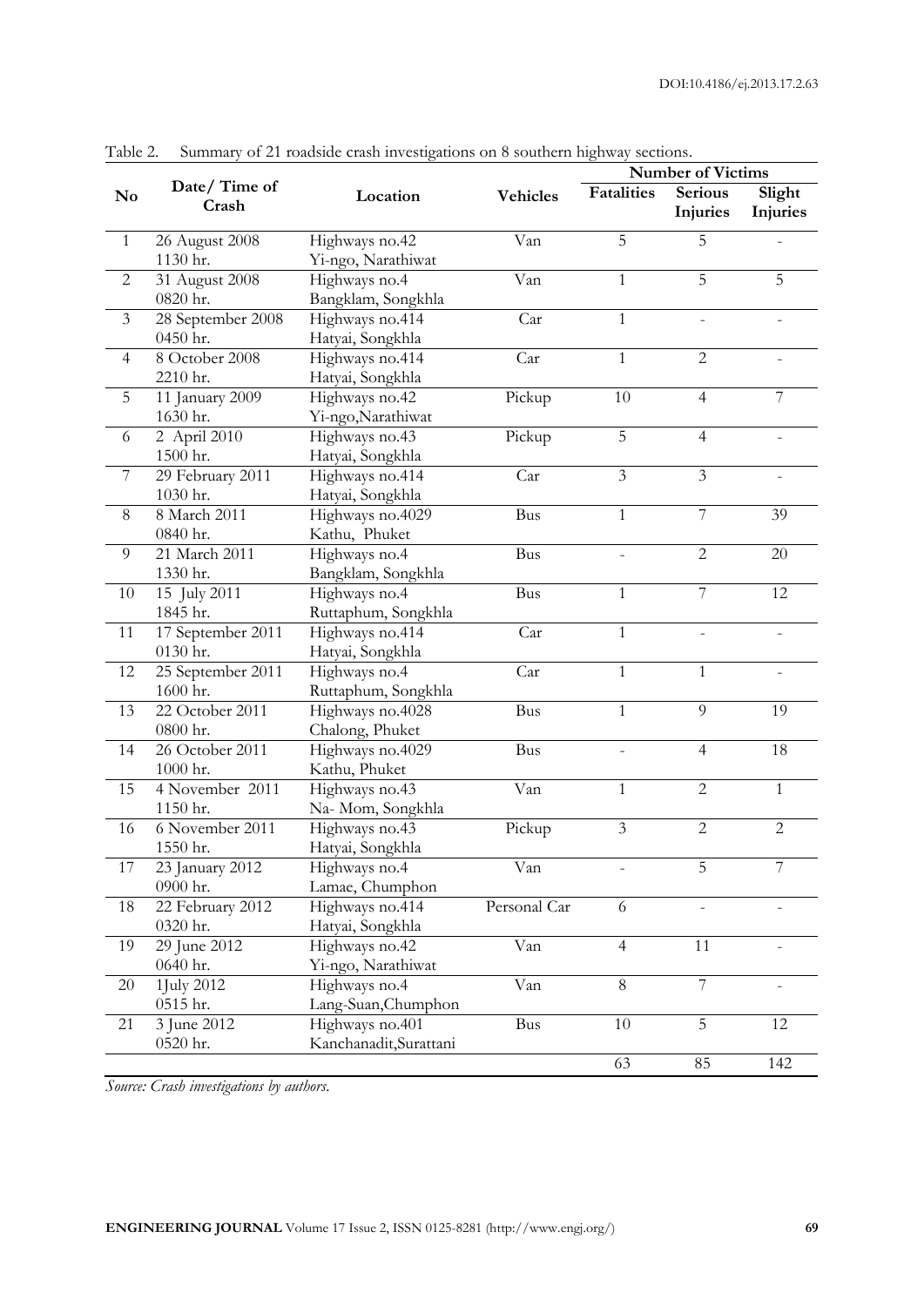Table 2. Summary of 21 roadside crash investigations on 8 southern highway sections.

| No | Date/ Time of Crash | Location | Vehicles | Number of Victims | | |
|---|---|---|---|---|---|---|
| | | | | Fatalities | Serious Injuries | Slight Injuries |
| 1 | 26 August 2008 1130 hr. | Highways no.42 Yi-ngo, Narathiwat | Van | 5 | 5 | - |
| 2 | 31 August 2008 0820 hr. | Highways no.4 Bangklam, Songkhla | Van | 1 | 5 | 5 |
| 3 | 28 September 2008 0450 hr. | Highways no.414 Hatyai, Songkhla | Car | 1 | - | - |
| 4 | 8 October 2008 2210 hr. | Highways no.414 Hatyai, Songkhla | Car | 1 | 2 | - |
| 5 | 11 January 2009 1630 hr. | Highways no.42 Yi-ngo,Narathiwat | Pickup | 10 | 4 | 7 |
| 6 | 2 April 2010 1500 hr. | Highways no.43 Hatyai, Songkhla | Pickup | 5 | 4 | - |
| 7 | 29 February 2011 1030 hr. | Highways no.414 Hatyai, Songkhla | Car | 3 | 3 | - |
| 8 | 8 March 2011 0840 hr. | Highways no.4029 Kathu, Phuket | Bus | 1 | 7 | 39 |
| 9 | 21 March 2011 1330 hr. | Highways no.4 Bangklam, Songkhla | Bus | - | 2 | 20 |
| 10 | 15 July 2011 1845 hr. | Highways no.4 Ruttaphum, Songkhla | Bus | 1 | 7 | 12 |
| 11 | 17 September 2011 0130 hr. | Highways no.414 Hatyai, Songkhla | Car | 1 | - | - |
| 12 | 25 September 2011 1600 hr. | Highways no.4 Ruttaphum, Songkhla | Car | 1 | 1 | - |
| 13 | 22 October 2011 0800 hr. | Highways no.4028 Chalong, Phuket | Bus | 1 | 9 | 19 |
| 14 | 26 October 2011 1000 hr. | Highways no.4029 Kathu, Phuket | Bus | - | 4 | 18 |
| 15 | 4 November 2011 1150 hr. | Highways no.43 Na- Mom, Songkhla | Van | 1 | 2 | 1 |
| 16 | 6 November 2011 1550 hr. | Highways no.43 Hatyai, Songkhla | Pickup | 3 | 2 | 2 |
| 17 | 23 January 2012 0900 hr. | Highways no.4 Lamae, Chumphon | Van | - | 5 | 7 |
| 18 | 22 February 2012 0320 hr. | Highways no.414 Hatyai, Songkhla | Personal Car | 6 | - | - |
| 19 | 29 June 2012 0640 hr. | Highways no.42 Yi-ngo, Narathiwat | Van | 4 | 11 | - |
| 20 | 1July 2012 0515 hr. | Highways no.4 Lang-Suan,Chumphon | Van | 8 | 7 | - |
| 21 | 3 June 2012 0520 hr. | Highways no.401 Kanchanadit,Surattani | Bus | 10 | 5 | 12 |
| | | | | 63 | 85 | 142 |

*Source: Crash investigations by authors.*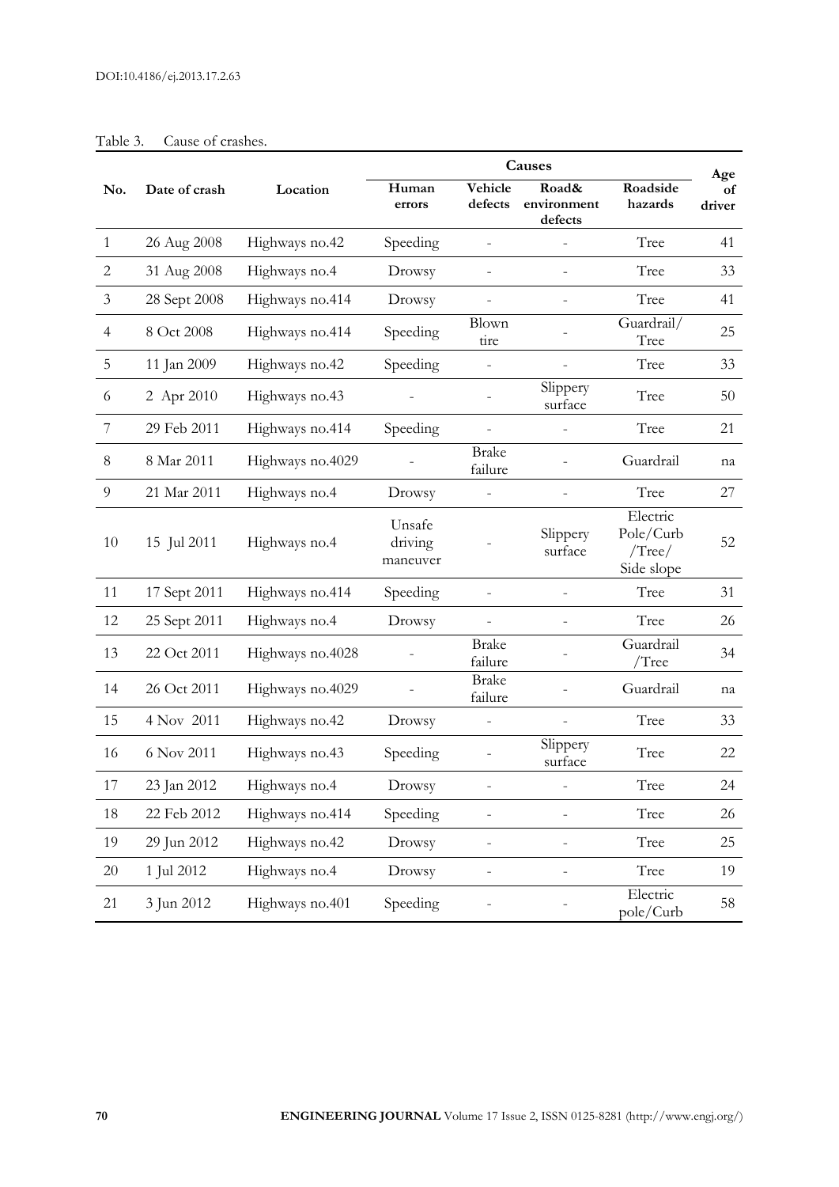Table 3. Cause of crashes.

| No. | Date of crash | Location | Causes | | | | Age of driver |
|---|---|---|---|---|---|---|---|
| | | | Human errors | Vehicle defects | Road& environment defects | Roadside hazards | |
| 1 | 26 Aug 2008 | Highways no.42 | Speeding | - | - | Tree | 41 |
| 2 | 31 Aug 2008 | Highways no.4 | Drowsy | - | - | Tree | 33 |
| 3 | 28 Sept 2008 | Highways no.414 | Drowsy | - | - | Tree | 41 |
| 4 | 8 Oct 2008 | Highways no.414 | Speeding | Blown tire | - | Guardrail/ Tree | 25 |
| 5 | 11 Jan 2009 | Highways no.42 | Speeding | - | - | Tree | 33 |
| 6 | 2 Apr 2010 | Highways no.43 | - | - | Slippery surface | Tree | 50 |
| 7 | 29 Feb 2011 | Highways no.414 | Speeding | - | - | Tree | 21 |
| 8 | 8 Mar 2011 | Highways no.4029 | - | Brake failure | - | Guardrail | na |
| 9 | 21 Mar 2011 | Highways no.4 | Drowsy | - | - | Tree | 27 |
| 10 | 15 Jul 2011 | Highways no.4 | Unsafe driving maneuver | - | Slippery surface | Electric Pole/Curb /Tree/ Side slope | 52 |
| 11 | 17 Sept 2011 | Highways no.414 | Speeding | - | - | Tree | 31 |
| 12 | 25 Sept 2011 | Highways no.4 | Drowsy | - | - | Tree | 26 |
| 13 | 22 Oct 2011 | Highways no.4028 | - | Brake failure | - | Guardrail /Tree | 34 |
| 14 | 26 Oct 2011 | Highways no.4029 | - | Brake failure | - | Guardrail | na |
| 15 | 4 Nov 2011 | Highways no.42 | Drowsy | - | - | Tree | 33 |
| 16 | 6 Nov 2011 | Highways no.43 | Speeding | - | Slippery surface | Tree | 22 |
| 17 | 23 Jan 2012 | Highways no.4 | Drowsy | - | - | Tree | 24 |
| 18 | 22 Feb 2012 | Highways no.414 | Speeding | - | - | Tree | 26 |
| 19 | 29 Jun 2012 | Highways no.42 | Drowsy | - | - | Tree | 25 |
| 20 | 1 Jul 2012 | Highways no.4 | Drowsy | - | - | Tree | 19 |
| 21 | 3 Jun 2012 | Highways no.401 | Speeding | - | - | Electric pole/Curb | 58 |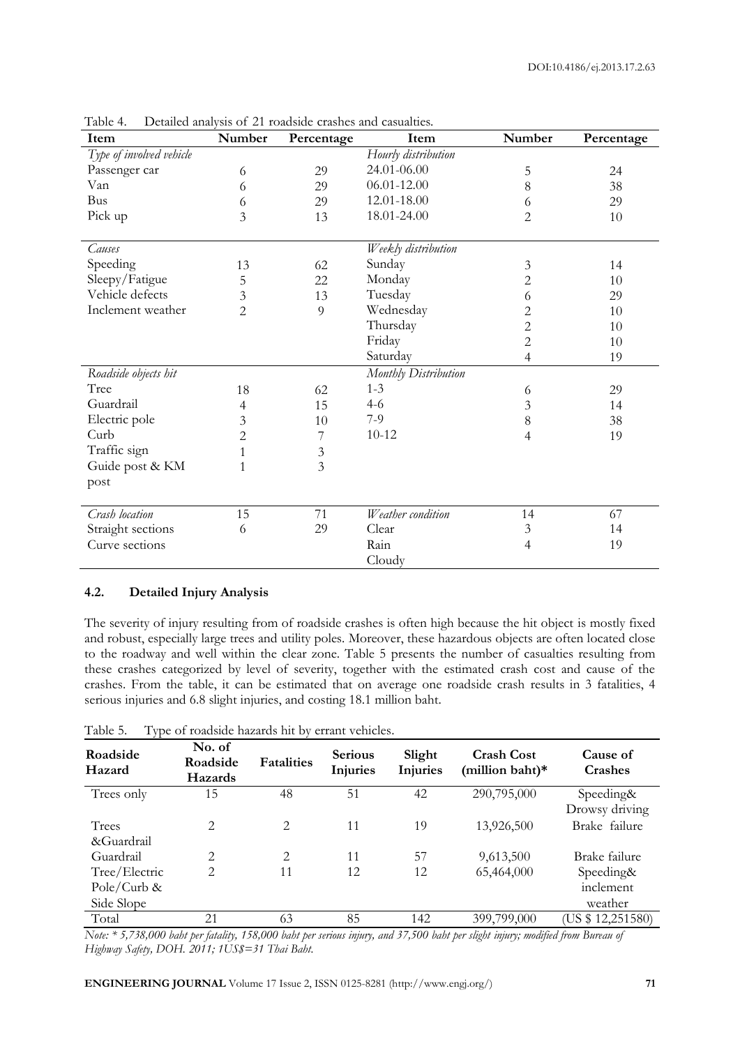Table 4. Detailed analysis of 21 roadside crashes and casualties.

| Item | Number | Percentage | Item | Number | Percentage |
|---|---|---|---|---|---|
| *Type of involved vehicle* | | | *Hourly distribution* | | |
| Passenger car | 6 | 29 | 24.01-06.00 | 5 | 24 |
| Van | 6 | 29 | 06.01-12.00 | 8 | 38 |
| Bus | 6 | 29 | 12.01-18.00 | 6 | 29 |
| Pick up | 3 | 13 | 18.01-24.00 | 2 | 10 |
| *Causes* | | | *Weekly distribution* | | |
| Speeding | 13 | 62 | Sunday | 3 | 14 |
| Sleepy/Fatigue | 5 | 22 | Monday | 2 | 10 |
| Vehicle defects | 3 | 13 | Tuesday | 6 | 29 |
| Inclement weather | 2 | 9 | Wednesday | 2 | 10 |
| | | | Thursday | 2 | 10 |
| | | | Friday | 2 | 10 |
| | | | Saturday | 4 | 19 |
| *Roadside objects hit* | | | *Monthly Distribution* | | |
| Tree | 18 | 62 | 1-3 | 6 | 29 |
| Guardrail | 4 | 15 | 4-6 | 3 | 14 |
| Electric pole | 3 | 10 | 7-9 | 8 | 38 |
| Curb | 2 | 7 | 10-12 | 4 | 19 |
| Traffic sign | 1 | 3 | | | |
| Guide post & KM post | 1 | 3 | | | |
| *Crash location* | 15 | 71 | *Weather condition* | 14 | 67 |
| Straight sections | 6 | 29 | Clear | 3 | 14 |
| Curve sections | | | Rain | 4 | 19 |
| | | | Cloudy | | |

### 4.2. Detailed Injury Analysis

The severity of injury resulting from of roadside crashes is often high because the hit object is mostly fixed and robust, especially large trees and utility poles. Moreover, these hazardous objects are often located close to the roadway and well within the clear zone. Table 5 presents the number of casualties resulting from these crashes categorized by level of severity, together with the estimated crash cost and cause of the crashes. From the table, it can be estimated that on average one roadside crash results in 3 fatalities, 4 serious injuries and 6.8 slight injuries, and costing 18.1 million baht.

Table 5. Type of roadside hazards hit by errant vehicles.

| Roadside Hazard | No. of Roadside Hazards | Fatalities | Serious Injuries | Slight Injuries | Crash Cost (million baht)* | Cause of Crashes |
|---|---|---|---|---|---|---|
| Trees only | 15 | 48 | 51 | 42 | 290,795,000 | Speeding& Drowsy driving |
| Trees &Guardrail | 2 | 2 | 11 | 19 | 13,926,500 | Brake failure |
| Guardrail | 2 | 2 | 11 | 57 | 9,613,500 | Brake failure |
| Tree/Electric Pole/Curb & Side Slope | 2 | 11 | 12 | 12 | 65,464,000 | Speeding& inclement weather |
| Total | 21 | 63 | 85 | 142 | 399,799,000 | (US $ 12,251580) |

*Note: * 5,738,000 baht per fatality, 158,000 baht per serious injury, and 37,500 baht per slight injury; modified from Bureau of Highway Safety, DOH. 2011; 1US$=31 Thai Baht.*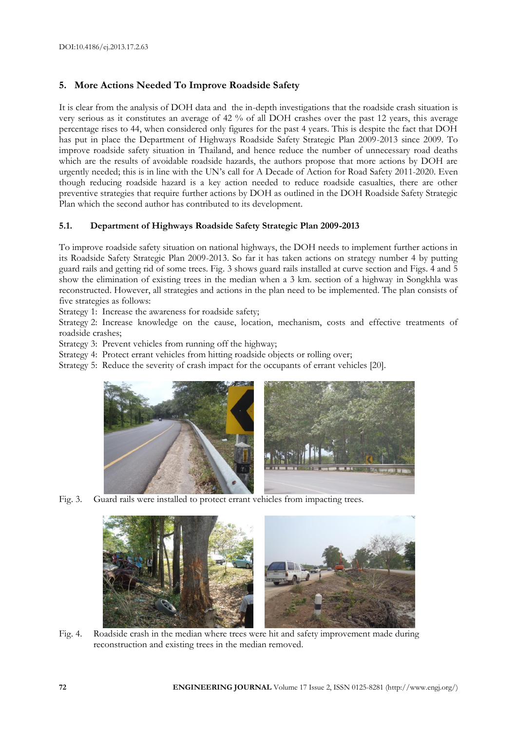## 5. More Actions Needed To Improve Roadside Safety

It is clear from the analysis of DOH data and the in-depth investigations that the roadside crash situation is very serious as it constitutes an average of 42 % of all DOH crashes over the past 12 years, this average percentage rises to 44, when considered only figures for the past 4 years. This is despite the fact that DOH has put in place the Department of Highways Roadside Safety Strategic Plan 2009-2013 since 2009. To improve roadside safety situation in Thailand, and hence reduce the number of unnecessary road deaths which are the results of avoidable roadside hazards, the authors propose that more actions by DOH are urgently needed; this is in line with the UN's call for A Decade of Action for Road Safety 2011-2020. Even though reducing roadside hazard is a key action needed to reduce roadside casualties, there are other preventive strategies that require further actions by DOH as outlined in the DOH Roadside Safety Strategic Plan which the second author has contributed to its development.

### 5.1. Department of Highways Roadside Safety Strategic Plan 2009-2013

To improve roadside safety situation on national highways, the DOH needs to implement further actions in its Roadside Safety Strategic Plan 2009-2013. So far it has taken actions on strategy number 4 by putting guard rails and getting rid of some trees. Fig. 3 shows guard rails installed at curve section and Figs. 4 and 5 show the elimination of existing trees in the median when a 3 km. section of a highway in Songkhla was reconstructed. However, all strategies and actions in the plan need to be implemented. The plan consists of five strategies as follows:

Strategy 1: Increase the awareness for roadside safety;

Strategy 2: Increase knowledge on the cause, location, mechanism, costs and effective treatments of roadside crashes;

Strategy 3: Prevent vehicles from running off the highway;

Strategy 4: Protect errant vehicles from hitting roadside objects or rolling over;

Strategy 5: Reduce the severity of crash impact for the occupants of errant vehicles [20].

Fig. 3. Guard rails were installed to protect errant vehicles from impacting trees.

Fig. 4. Roadside crash in the median where trees were hit and safety improvement made during reconstruction and existing trees in the median removed.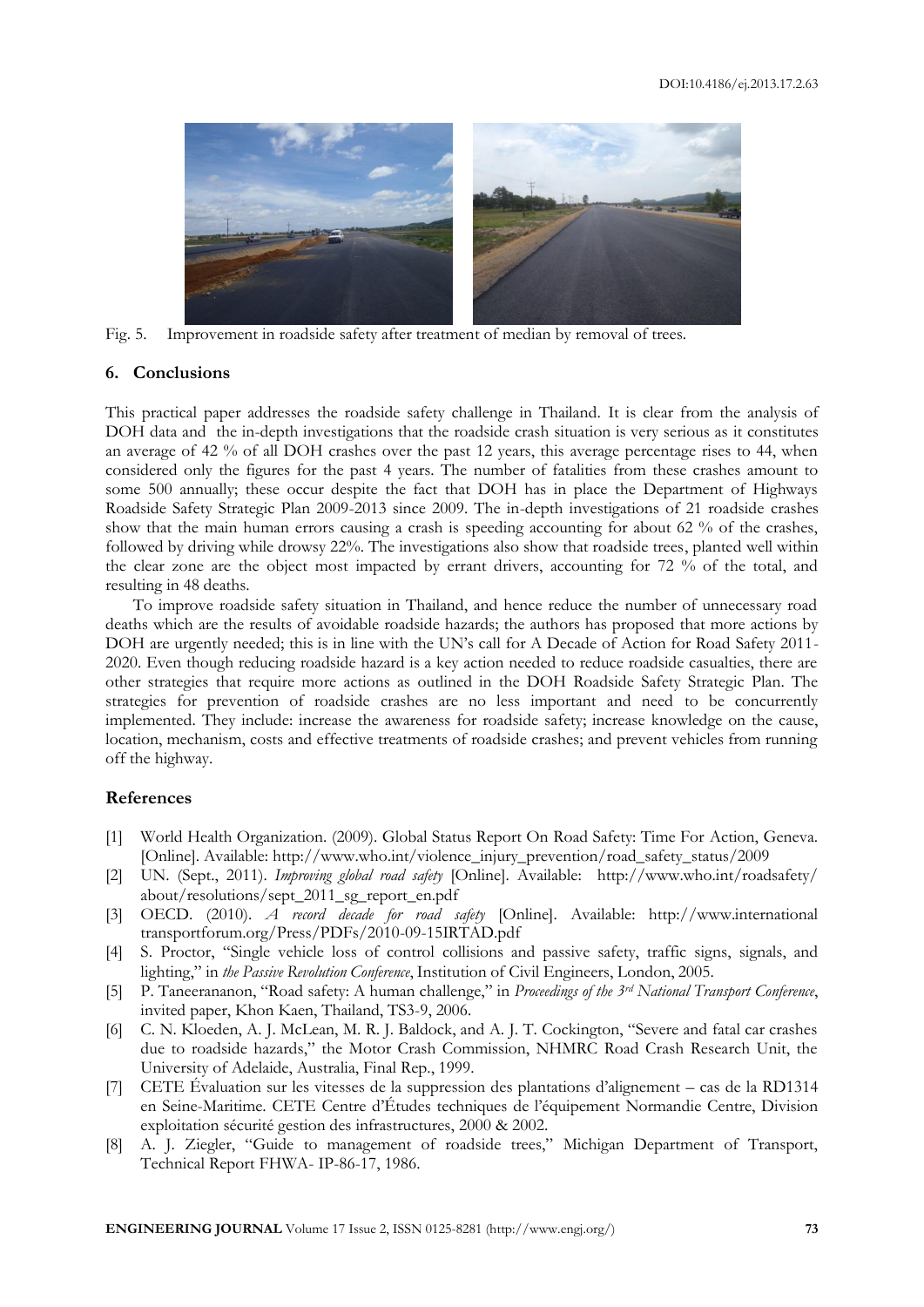Fig. 5. Improvement in roadside safety after treatment of median by removal of trees.

## 6. Conclusions

This practical paper addresses the roadside safety challenge in Thailand. It is clear from the analysis of DOH data and the in-depth investigations that the roadside crash situation is very serious as it constitutes an average of 42 % of all DOH crashes over the past 12 years, this average percentage rises to 44, when considered only the figures for the past 4 years. The number of fatalities from these crashes amount to some 500 annually; these occur despite the fact that DOH has in place the Department of Highways Roadside Safety Strategic Plan 2009-2013 since 2009. The in-depth investigations of 21 roadside crashes show that the main human errors causing a crash is speeding accounting for about 62 % of the crashes, followed by driving while drowsy 22%. The investigations also show that roadside trees, planted well within the clear zone are the object most impacted by errant drivers, accounting for 72 % of the total, and resulting in 48 deaths.

To improve roadside safety situation in Thailand, and hence reduce the number of unnecessary road deaths which are the results of avoidable roadside hazards; the authors has proposed that more actions by DOH are urgently needed; this is in line with the UN's call for A Decade of Action for Road Safety 2011-2020. Even though reducing roadside hazard is a key action needed to reduce roadside casualties, there are other strategies that require more actions as outlined in the DOH Roadside Safety Strategic Plan. The strategies for prevention of roadside crashes are no less important and need to be concurrently implemented. They include: increase the awareness for roadside safety; increase knowledge on the cause, location, mechanism, costs and effective treatments of roadside crashes; and prevent vehicles from running off the highway.

## References

[1] World Health Organization. (2009). Global Status Report On Road Safety: Time For Action, Geneva. [Online]. Available: http://www.who.int/violence_injury_prevention/road_safety_status/2009

[2] UN. (Sept., 2011). *Improving global road safety* [Online]. Available: http://www.who.int/roadsafety/about/resolutions/sept_2011_sg_report_en.pdf

[3] OECD. (2010). *A record decade for road safety* [Online]. Available: http://www.internationaltransportforum.org/Press/PDFs/2010-09-15IRTAD.pdf

[4] S. Proctor, "Single vehicle loss of control collisions and passive safety, traffic signs, signals, and lighting," in *the Passive Revolution Conference*, Institution of Civil Engineers, London, 2005.

[5] P. Taneerananon, "Road safety: A human challenge," in *Proceedings of the 3rd National Transport Conference*, invited paper, Khon Kaen, Thailand, TS3-9, 2006.

[6] C. N. Kloeden, A. J. McLean, M. R. J. Baldock, and A. J. T. Cockington, "Severe and fatal car crashes due to roadside hazards," the Motor Crash Commission, NHMRC Road Crash Research Unit, the University of Adelaide, Australia, Final Rep., 1999.

[7] CETE Évaluation sur les vitesses de la suppression des plantations d'alignement – cas de la RD1314 en Seine-Maritime. CETE Centre d'Études techniques de l'équipement Normandie Centre, Division exploitation sécurité gestion des infrastructures, 2000 & 2002.

[8] A. J. Ziegler, "Guide to management of roadside trees," Michigan Department of Transport, Technical Report FHWA- IP-86-17, 1986.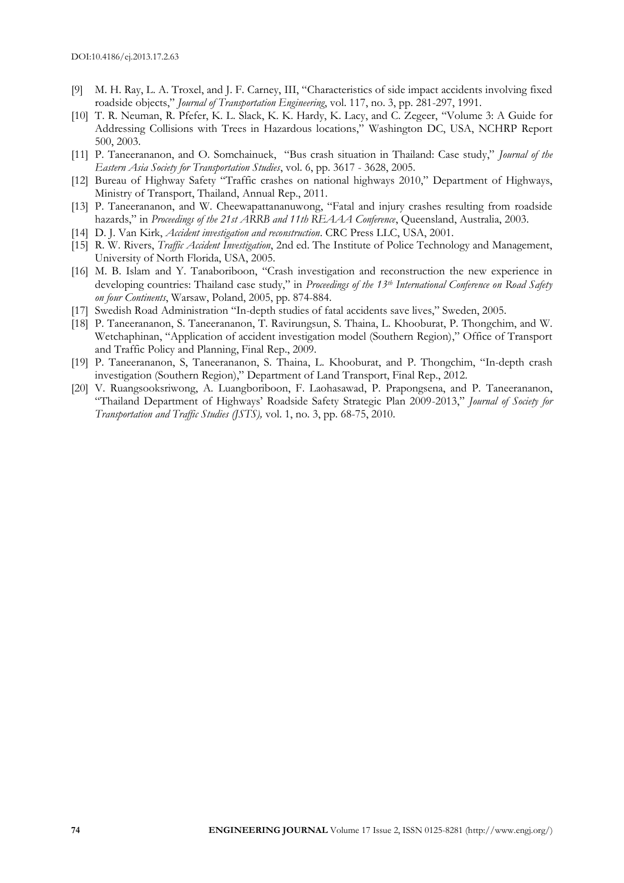[9] M. H. Ray, L. A. Troxel, and J. F. Carney, III, "Characteristics of side impact accidents involving fixed roadside objects," *Journal of Transportation Engineering*, vol. 117, no. 3, pp. 281-297, 1991.

[10] T. R. Neuman, R. Pfefer, K. L. Slack, K. K. Hardy, K. Lacy, and C. Zegeer, "Volume 3: A Guide for Addressing Collisions with Trees in Hazardous locations," Washington DC, USA, NCHRP Report 500, 2003.

[11] P. Taneerananon, and O. Somchainuek, "Bus crash situation in Thailand: Case study," *Journal of the Eastern Asia Society for Transportation Studies*, vol. 6, pp. 3617 - 3628, 2005.

[12] Bureau of Highway Safety "Traffic crashes on national highways 2010," Department of Highways, Ministry of Transport, Thailand, Annual Rep., 2011.

[13] P. Taneerananon, and W. Cheewapattananuwong, "Fatal and injury crashes resulting from roadside hazards," in *Proceedings of the 21st ARRB and 11th REAAA Conference*, Queensland, Australia, 2003.

[14] D. J. Van Kirk, *Accident investigation and reconstruction*. CRC Press LLC, USA, 2001.

[15] R. W. Rivers, *Traffic Accident Investigation*, 2nd ed. The Institute of Police Technology and Management, University of North Florida, USA, 2005.

[16] M. B. Islam and Y. Tanaboriboon, "Crash investigation and reconstruction the new experience in developing countries: Thailand case study," in *Proceedings of the 13th International Conference on Road Safety on four Continents*, Warsaw, Poland, 2005, pp. 874-884.

[17] Swedish Road Administration "In-depth studies of fatal accidents save lives," Sweden, 2005.

[18] P. Taneerananon, S. Taneerananon, T. Ravirungsun, S. Thaina, L. Khooburat, P. Thongchim, and W. Wetchaphinan, "Application of accident investigation model (Southern Region)," Office of Transport and Traffic Policy and Planning, Final Rep., 2009.

[19] P. Taneerananon, S, Taneerananon, S. Thaina, L. Khooburat, and P. Thongchim, "In-depth crash investigation (Southern Region)," Department of Land Transport, Final Rep., 2012.

[20] V. Ruangsooksriwong, A. Luangboriboon, F. Laohasawad, P. Prapongsena, and P. Taneerananon, "Thailand Department of Highways' Roadside Safety Strategic Plan 2009-2013," *Journal of Society for Transportation and Traffic Studies (JSTS),* vol. 1, no. 3, pp. 68-75, 2010.